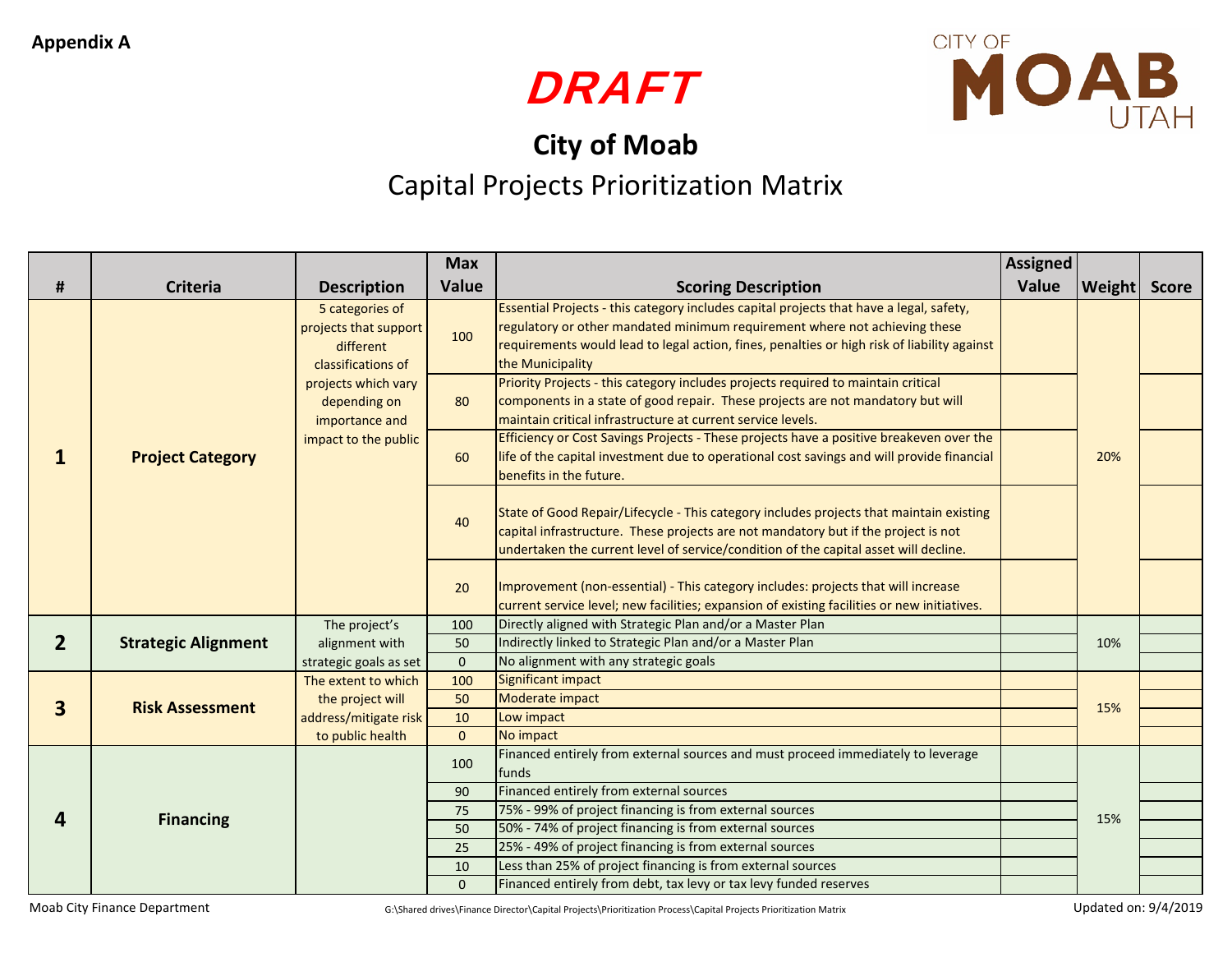Appendix A

**DRAFT**

# City of Moab

## Capital Projects Prioritization Matrix

| # | Criteria | Description | Max Value | Scoring Description | Assigned Value | Weight | Score |
|---|---|---|---|---|---|---|---|
| 1 | **Project Category** | 5 categories of projects that support different classifications of projects which vary depending on importance and impact to the public | 100 | Essential Projects - this category includes capital projects that have a legal, safety, regulatory or other mandated minimum requirement where not achieving these requirements would lead to legal action, fines, penalties or high risk of liability against the Municipality | | 20% | |
| | | | 80 | Priority Projects - this category includes projects required to maintain critical components in a state of good repair. These projects are not mandatory but will maintain critical infrastructure at current service levels. | | | |
| | | | 60 | Efficiency or Cost Savings Projects - These projects have a positive breakeven over the life of the capital investment due to operational cost savings and will provide financial benefits in the future. | | | |
| | | | 40 | State of Good Repair/Lifecycle - This category includes projects that maintain existing capital infrastructure. These projects are not mandatory but if the project is not undertaken the current level of service/condition of the capital asset will decline. | | | |
| | | | 20 | Improvement (non-essential) - This category includes: projects that will increase current service level; new facilities; expansion of existing facilities or new initiatives. | | | |
| 2 | **Strategic Alignment** | The project's alignment with strategic goals as set | 100 | Directly aligned with Strategic Plan and/or a Master Plan | | 10% | |
| | | | 50 | Indirectly linked to Strategic Plan and/or a Master Plan | | | |
| | | | 0 | No alignment with any strategic goals | | | |
| 3 | **Risk Assessment** | The extent to which the project will address/mitigate risk to public health | 100 | Significant impact | | 15% | |
| | | | 50 | Moderate impact | | | |
| | | | 10 | Low impact | | | |
| | | | 0 | No impact | | | |
| 4 | **Financing** | | 100 | Financed entirely from external sources and must proceed immediately to leverage funds | | 15% | |
| | | | 90 | Financed entirely from external sources | | | |
| | | | 75 | 75% - 99% of project financing is from external sources | | | |
| | | | 50 | 50% - 74% of project financing is from external sources | | | |
| | | | 25 | 25% - 49% of project financing is from external sources | | | |
| | | | 10 | Less than 25% of project financing is from external sources | | | |
| | | | 0 | Financed entirely from debt, tax levy or tax levy funded reserves | | | |

Moab City Finance Department — G:\Shared drives\Finance Director\Capital Projects\Prioritization Process\Capital Projects Prioritization Matrix — Updated on: 9/4/2019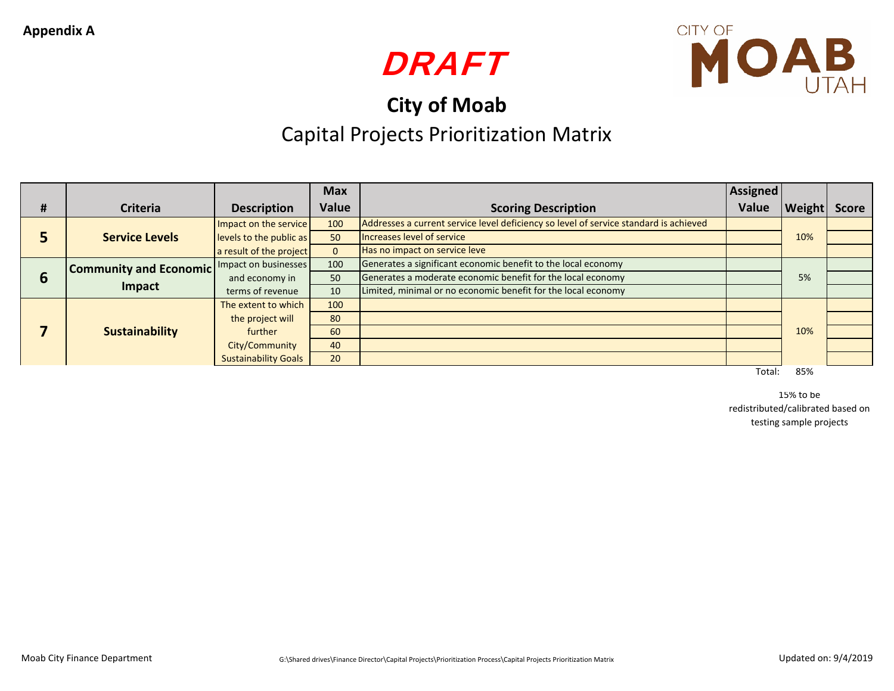Appendix A

**DRAFT**

# City of Moab

## Capital Projects Prioritization Matrix

| # | Criteria | Description | Max Value | Scoring Description | Assigned Value | Weight | Score |
|---|---|---|---|---|---|---|---|
| 5 | Service Levels | Impact on the service levels to the public as a result of the project | 100 | Addresses a current service level deficiency so level of service standard is achieved | | 10% | |
| | | | 50 | Increases level of service | | | |
| | | | 0 | Has no impact on service leve | | | |
| 6 | Community and Economic Impact | Impact on businesses and economy in terms of revenue | 100 | Generates a significant economic benefit to the local economy | | 5% | |
| | | | 50 | Generates a moderate economic benefit for the local economy | | | |
| | | | 10 | Limited, minimal or no economic benefit for the local economy | | | |
| 7 | Sustainability | The extent to which the project will further City/Community Sustainability Goals | 100 | | | 10% | |
| | | | 80 | | | | |
| | | | 60 | | | | |
| | | | 40 | | | | |
| | | | 20 | | | | |
| | | | | | Total: | 85% | |

15% to be redistributed/calibrated based on testing sample projects

Moab City Finance Department

G:\Shared drives\Finance Director\Capital Projects\Prioritization Process\Capital Projects Prioritization Matrix

Updated on: 9/4/2019